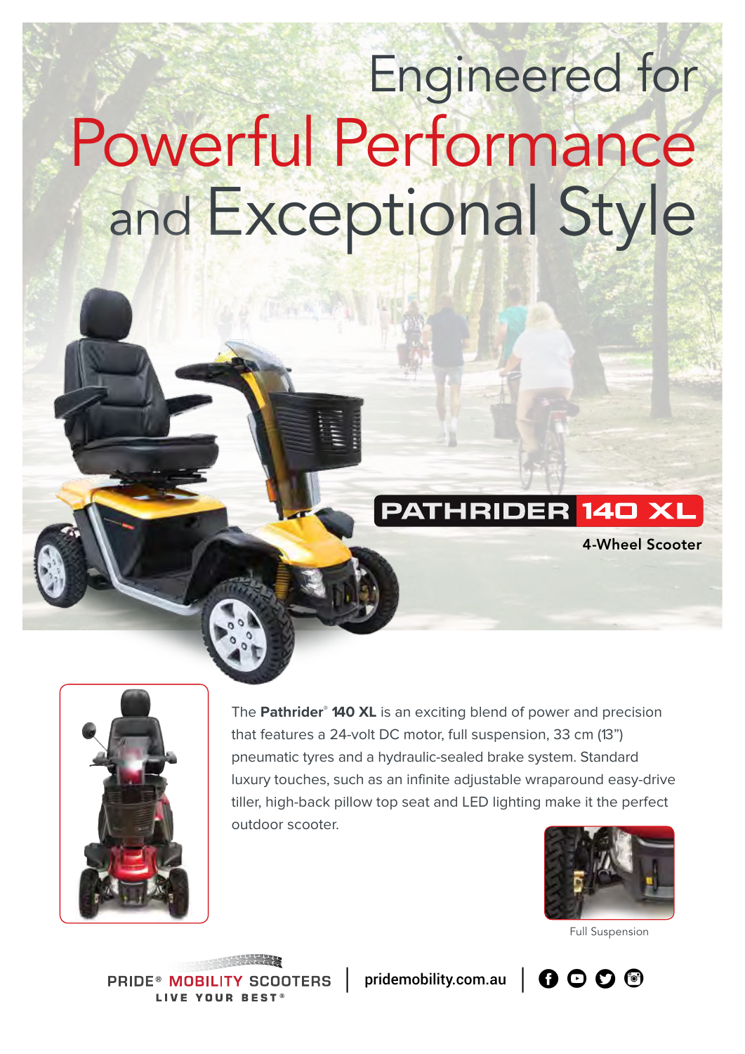# Engineered for Powerful Performance and Exceptional Style

## PATHRIDER 140 XL

4-Wheel Scooter

The **Pathrider**® **140 XL** is an exciting blend of power and precision that features a 24-volt DC motor, full suspension, 33 cm (13") pneumatic tyres and a hydraulic-sealed brake system. Standard luxury touches, such as an infinite adjustable wraparound easy-drive tiller, high-back pillow top seat and LED lighting make it the perfect outdoor scooter.

Full Suspension

PRIDE® MOBILITY SCOOTERS
LIVE YOUR BEST®

pridemobility.com.au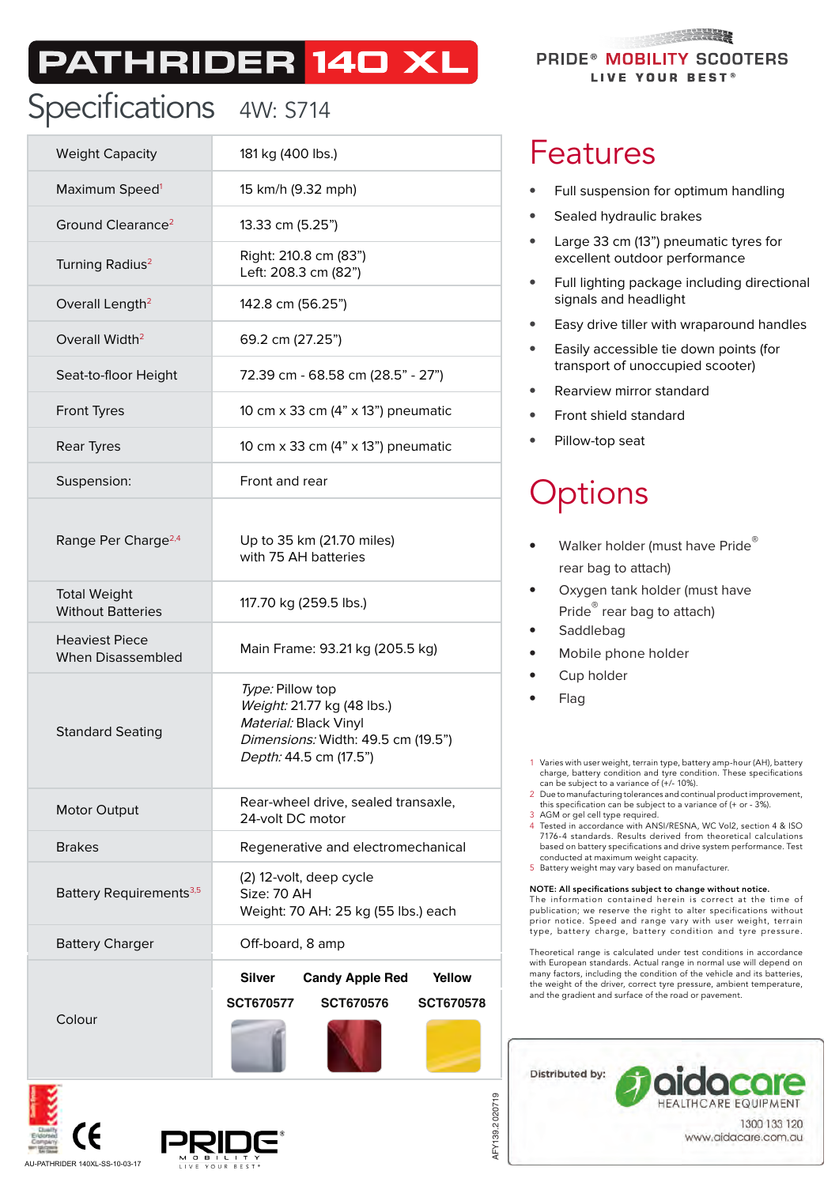# PATHRIDER 140 XL

PRIDE® MOBILITY SCOOTERS
LIVE YOUR BEST®

## Specifications 4W: S714

| | |
|---|---|
| Weight Capacity | 181 kg (400 lbs.) |
| Maximum Speed[1] | 15 km/h (9.32 mph) |
| Ground Clearance[2] | 13.33 cm (5.25”) |
| Turning Radius[2] | Right: 210.8 cm (83”)<br>Left: 208.3 cm (82”) |
| Overall Length[2] | 142.8 cm (56.25”) |
| Overall Width[2] | 69.2 cm (27.25”) |
| Seat-to-floor Height | 72.39 cm - 68.58 cm (28.5” - 27”) |
| Front Tyres | 10 cm x 33 cm (4” x 13”) pneumatic |
| Rear Tyres | 10 cm x 33 cm (4” x 13”) pneumatic |
| Suspension: | Front and rear |
| Range Per Charge[2,4] | Up to 35 km (21.70 miles)<br>with 75 AH batteries |
| Total Weight Without Batteries | 117.70 kg (259.5 lbs.) |
| Heaviest Piece When Disassembled | Main Frame: 93.21 kg (205.5 kg) |
| Standard Seating | *Type:* Pillow top<br>*Weight:* 21.77 kg (48 lbs.)<br>*Material:* Black Vinyl<br>*Dimensions:* Width: 49.5 cm (19.5”)<br>*Depth:* 44.5 cm (17.5”) |
| Motor Output | Rear-wheel drive, sealed transaxle, 24-volt DC motor |
| Brakes | Regenerative and electromechanical |
| Battery Requirements[3,5] | (2) 12-volt, deep cycle<br>Size: 70 AH<br>Weight: 70 AH: 25 kg (55 lbs.) each |
| Battery Charger | Off-board, 8 amp |
| Colour | Silver SCT670577; Candy Apple Red SCT670576; Yellow SCT670578 |

## Features

- Full suspension for optimum handling
- Sealed hydraulic brakes
- Large 33 cm (13”) pneumatic tyres for excellent outdoor performance
- Full lighting package including directional signals and headlight
- Easy drive tiller with wraparound handles
- Easily accessible tie down points (for transport of unoccupied scooter)
- Rearview mirror standard
- Front shield standard
- Pillow-top seat

## Options

- Walker holder (must have Pride® rear bag to attach)
- Oxygen tank holder (must have Pride® rear bag to attach)
- Saddlebag
- Mobile phone holder
- Cup holder
- Flag

1. Varies with user weight, terrain type, battery amp-hour (AH), battery charge, battery condition and tyre condition. These specifications can be subject to a variance of (+/- 10%).
2. Due to manufacturing tolerances and continual product improvement, this specification can be subject to a variance of (+ or - 3%).
3. AGM or gel cell type required.
4. Tested in accordance with ANSI/RESNA, WC Vol2, section 4 & ISO 7176-4 standards. Results derived from theoretical calculations based on battery specifications and drive system performance. Test conducted at maximum weight capacity.
5. Battery weight may vary based on manufacturer.

**NOTE: All specifications subject to change without notice.**
The information contained herein is correct at the time of publication; we reserve the right to alter specifications without prior notice. Speed and range vary with user weight, terrain type, battery charge, battery condition and tyre pressure.

Theoretical range is calculated under test conditions in accordance with European standards. Actual range in normal use will depend on many factors, including the condition of the vehicle and its batteries, the weight of the driver, correct tyre pressure, ambient temperature, and the gradient and surface of the road or pavement.

Distributed by: aidacare HEALTHCARE EQUIPMENT
1300 133 120
www.aidacare.com.au

AU-PATHRIDER 140XL-SS-10-03-17

AFY139.2 020719